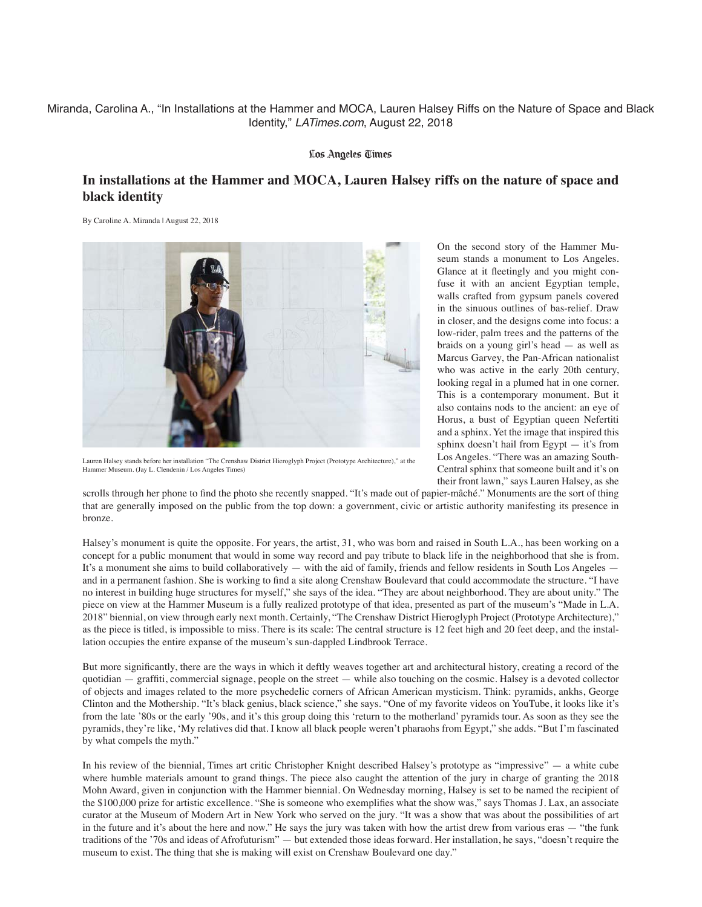Miranda, Carolina A., "In Installations at the Hammer and MOCA, Lauren Halsey Riffs on the Nature of Space and Black Identity," *LATimes.com*, August 22, 2018

Los Angeles Times

# In installations at the Hammer and MOCA, Lauren Halsey riffs on the nature of space and black identity

By Caroline A. Miranda | August 22, 2018

Lauren Halsey stands before her installation "The Crenshaw District Hieroglyph Project (Prototype Architecture)," at the Hammer Museum. (Jay L. Clendenin / Los Angeles Times)

On the second story of the Hammer Museum stands a monument to Los Angeles. Glance at it fleetingly and you might confuse it with an ancient Egyptian temple, walls crafted from gypsum panels covered in the sinuous outlines of bas-relief. Draw in closer, and the designs come into focus: a low-rider, palm trees and the patterns of the braids on a young girl's head — as well as Marcus Garvey, the Pan-African nationalist who was active in the early 20th century, looking regal in a plumed hat in one corner. This is a contemporary monument. But it also contains nods to the ancient: an eye of Horus, a bust of Egyptian queen Nefertiti and a sphinx. Yet the image that inspired this sphinx doesn't hail from Egypt — it's from Los Angeles. "There was an amazing South-Central sphinx that someone built and it's on their front lawn," says Lauren Halsey, as she scrolls through her phone to find the photo she recently snapped. "It's made out of papier-mâché." Monuments are the sort of thing that are generally imposed on the public from the top down: a government, civic or artistic authority manifesting its presence in bronze.

Halsey's monument is quite the opposite. For years, the artist, 31, who was born and raised in South L.A., has been working on a concept for a public monument that would in some way record and pay tribute to black life in the neighborhood that she is from. It's a monument she aims to build collaboratively — with the aid of family, friends and fellow residents in South Los Angeles — and in a permanent fashion. She is working to find a site along Crenshaw Boulevard that could accommodate the structure. "I have no interest in building huge structures for myself," she says of the idea. "They are about neighborhood. They are about unity." The piece on view at the Hammer Museum is a fully realized prototype of that idea, presented as part of the museum's "Made in L.A. 2018" biennial, on view through early next month. Certainly, "The Crenshaw District Hieroglyph Project (Prototype Architecture)," as the piece is titled, is impossible to miss. There is its scale: The central structure is 12 feet high and 20 feet deep, and the installation occupies the entire expanse of the museum's sun-dappled Lindbrook Terrace.

But more significantly, there are the ways in which it deftly weaves together art and architectural history, creating a record of the quotidian — graffiti, commercial signage, people on the street — while also touching on the cosmic. Halsey is a devoted collector of objects and images related to the more psychedelic corners of African American mysticism. Think: pyramids, ankhs, George Clinton and the Mothership. "It's black genius, black science," she says. "One of my favorite videos on YouTube, it looks like it's from the late '80s or the early '90s, and it's this group doing this 'return to the motherland' pyramids tour. As soon as they see the pyramids, they're like, 'My relatives did that. I know all black people weren't pharaohs from Egypt," she adds. "But I'm fascinated by what compels the myth."

In his review of the biennial, Times art critic Christopher Knight described Halsey's prototype as "impressive" — a white cube where humble materials amount to grand things. The piece also caught the attention of the jury in charge of granting the 2018 Mohn Award, given in conjunction with the Hammer biennial. On Wednesday morning, Halsey is set to be named the recipient of the $100,000 prize for artistic excellence. "She is someone who exemplifies what the show was," says Thomas J. Lax, an associate curator at the Museum of Modern Art in New York who served on the jury. "It was a show that was about the possibilities of art in the future and it's about the here and now." He says the jury was taken with how the artist drew from various eras — "the funk traditions of the '70s and ideas of Afrofuturism" — but extended those ideas forward. Her installation, he says, "doesn't require the museum to exist. The thing that she is making will exist on Crenshaw Boulevard one day."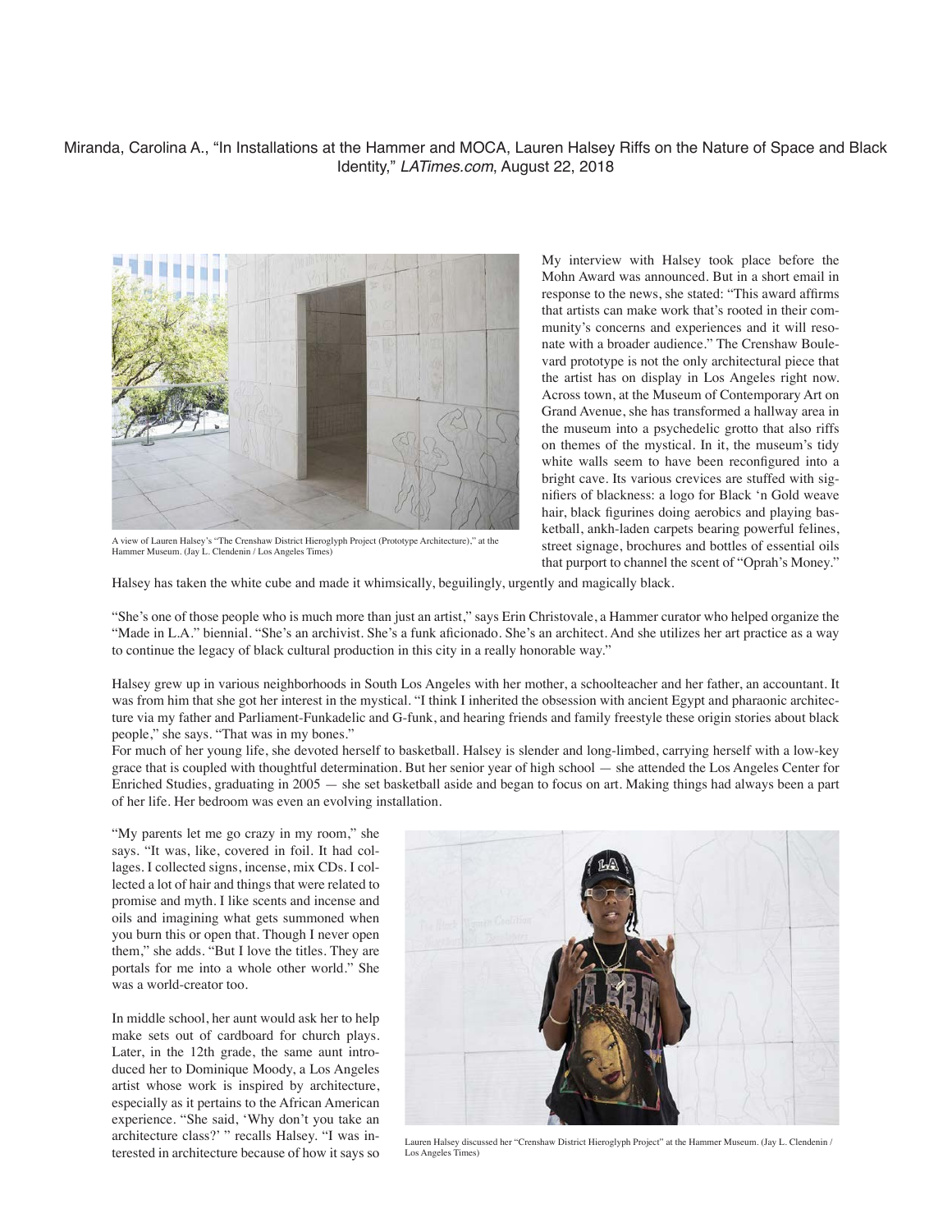Miranda, Carolina A., "In Installations at the Hammer and MOCA, Lauren Halsey Riffs on the Nature of Space and Black Identity," *LATimes.com*, August 22, 2018

A view of Lauren Halsey's "The Crenshaw District Hieroglyph Project (Prototype Architecture)," at the Hammer Museum. (Jay L. Clendenin / Los Angeles Times)

My interview with Halsey took place before the Mohn Award was announced. But in a short email in response to the news, she stated: "This award affirms that artists can make work that's rooted in their community's concerns and experiences and it will resonate with a broader audience." The Crenshaw Boulevard prototype is not the only architectural piece that the artist has on display in Los Angeles right now. Across town, at the Museum of Contemporary Art on Grand Avenue, she has transformed a hallway area in the museum into a psychedelic grotto that also riffs on themes of the mystical. In it, the museum's tidy white walls seem to have been reconfigured into a bright cave. Its various crevices are stuffed with signifiers of blackness: a logo for Black 'n Gold weave hair, black figurines doing aerobics and playing basketball, ankh-laden carpets bearing powerful felines, street signage, brochures and bottles of essential oils that purport to channel the scent of "Oprah's Money." Halsey has taken the white cube and made it whimsically, beguilingly, urgently and magically black.

"She's one of those people who is much more than just an artist," says Erin Christovale, a Hammer curator who helped organize the "Made in L.A." biennial. "She's an archivist. She's a funk aficionado. She's an architect. And she utilizes her art practice as a way to continue the legacy of black cultural production in this city in a really honorable way."

Halsey grew up in various neighborhoods in South Los Angeles with her mother, a schoolteacher and her father, an accountant. It was from him that she got her interest in the mystical. "I think I inherited the obsession with ancient Egypt and pharaonic architecture via my father and Parliament-Funkadelic and G-funk, and hearing friends and family freestyle these origin stories about black people," she says. "That was in my bones."

For much of her young life, she devoted herself to basketball. Halsey is slender and long-limbed, carrying herself with a low-key grace that is coupled with thoughtful determination. But her senior year of high school — she attended the Los Angeles Center for Enriched Studies, graduating in 2005 — she set basketball aside and began to focus on art. Making things had always been a part of her life. Her bedroom was even an evolving installation.

"My parents let me go crazy in my room," she says. "It was, like, covered in foil. It had collages. I collected signs, incense, mix CDs. I collected a lot of hair and things that were related to promise and myth. I like scents and incense and oils and imagining what gets summoned when you burn this or open that. Though I never open them," she adds. "But I love the titles. They are portals for me into a whole other world." She was a world-creator too.

In middle school, her aunt would ask her to help make sets out of cardboard for church plays. Later, in the 12th grade, the same aunt introduced her to Dominique Moody, a Los Angeles artist whose work is inspired by architecture, especially as it pertains to the African American experience. "She said, 'Why don't you take an architecture class?' " recalls Halsey. "I was interested in architecture because of how it says so

Lauren Halsey discussed her "Crenshaw District Hieroglyph Project" at the Hammer Museum. (Jay L. Clendenin / Los Angeles Times)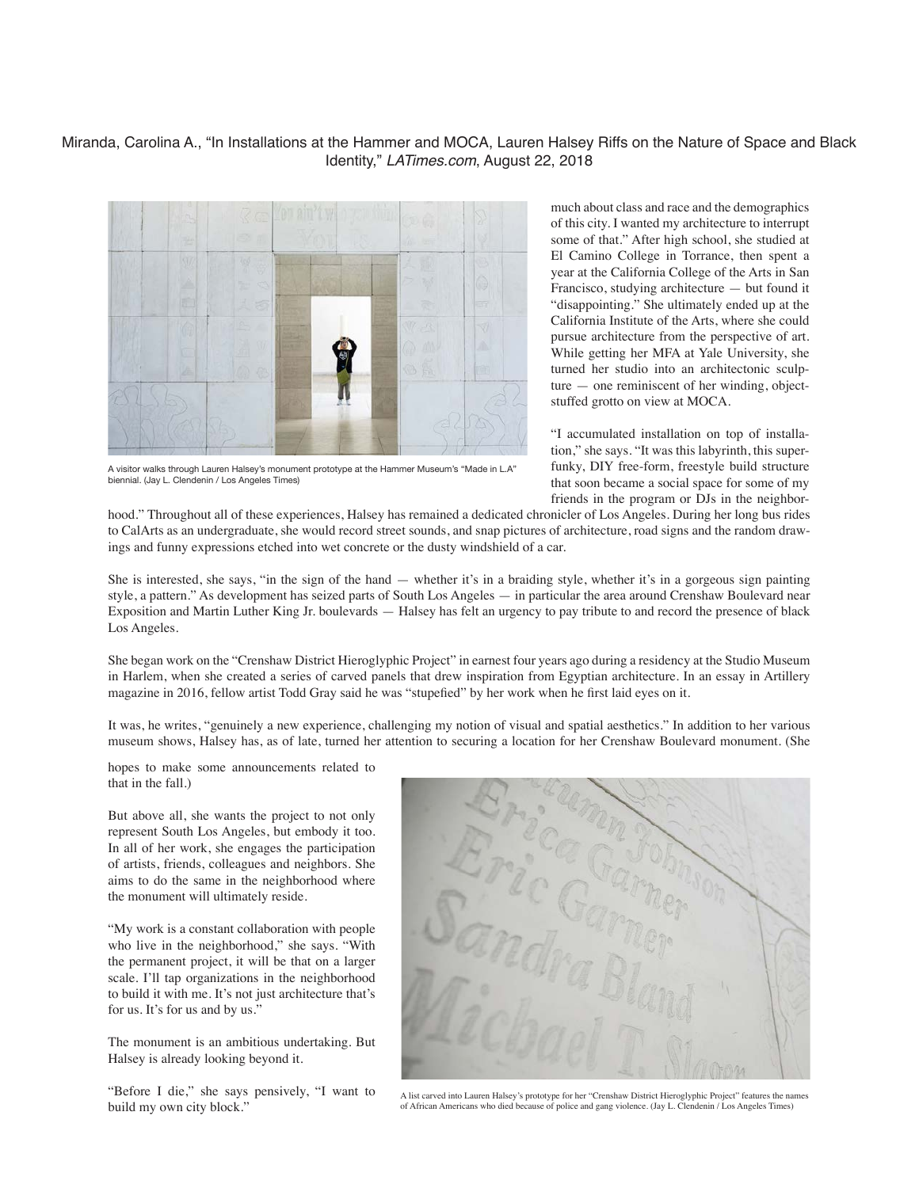Miranda, Carolina A., "In Installations at the Hammer and MOCA, Lauren Halsey Riffs on the Nature of Space and Black Identity," *LATimes.com*, August 22, 2018

A visitor walks through Lauren Halsey's monument prototype at the Hammer Museum's "Made in L.A" biennial. (Jay L. Clendenin / Los Angeles Times)

much about class and race and the demographics of this city. I wanted my architecture to interrupt some of that." After high school, she studied at El Camino College in Torrance, then spent a year at the California College of the Arts in San Francisco, studying architecture — but found it "disappointing." She ultimately ended up at the California Institute of the Arts, where she could pursue architecture from the perspective of art. While getting her MFA at Yale University, she turned her studio into an architectonic sculpture — one reminiscent of her winding, object-stuffed grotto on view at MOCA.

"I accumulated installation on top of installation," she says. "It was this labyrinth, this super-funky, DIY free-form, freestyle build structure that soon became a social space for some of my friends in the program or DJs in the neighborhood." Throughout all of these experiences, Halsey has remained a dedicated chronicler of Los Angeles. During her long bus rides to CalArts as an undergraduate, she would record street sounds, and snap pictures of architecture, road signs and the random drawings and funny expressions etched into wet concrete or the dusty windshield of a car.

She is interested, she says, "in the sign of the hand — whether it's in a braiding style, whether it's in a gorgeous sign painting style, a pattern." As development has seized parts of South Los Angeles — in particular the area around Crenshaw Boulevard near Exposition and Martin Luther King Jr. boulevards — Halsey has felt an urgency to pay tribute to and record the presence of black Los Angeles.

She began work on the "Crenshaw District Hieroglyphic Project" in earnest four years ago during a residency at the Studio Museum in Harlem, when she created a series of carved panels that drew inspiration from Egyptian architecture. In an essay in Artillery magazine in 2016, fellow artist Todd Gray said he was "stupefied" by her work when he first laid eyes on it.

It was, he writes, "genuinely a new experience, challenging my notion of visual and spatial aesthetics." In addition to her various museum shows, Halsey has, as of late, turned her attention to securing a location for her Crenshaw Boulevard monument. (She hopes to make some announcements related to that in the fall.)

But above all, she wants the project to not only represent South Los Angeles, but embody it too. In all of her work, she engages the participation of artists, friends, colleagues and neighbors. She aims to do the same in the neighborhood where the monument will ultimately reside.

"My work is a constant collaboration with people who live in the neighborhood," she says. "With the permanent project, it will be that on a larger scale. I'll tap organizations in the neighborhood to build it with me. It's not just architecture that's for us. It's for us and by us."

The monument is an ambitious undertaking. But Halsey is already looking beyond it.

"Before I die," she says pensively, "I want to build my own city block."

A list carved into Lauren Halsey's prototype for her "Crenshaw District Hieroglyphic Project" features the names of African Americans who died because of police and gang violence. (Jay L. Clendenin / Los Angeles Times)